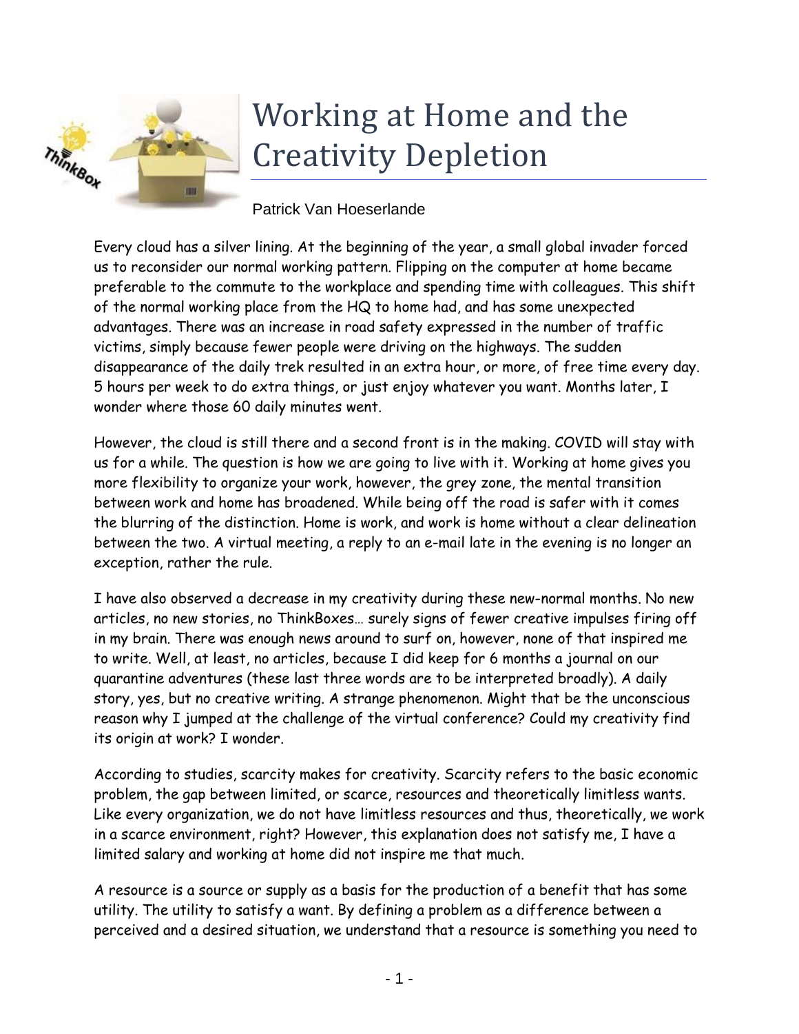# Working at Home and the Creativity Depletion

Patrick Van Hoeserlande

Every cloud has a silver lining. At the beginning of the year, a small global invader forced us to reconsider our normal working pattern. Flipping on the computer at home became preferable to the commute to the workplace and spending time with colleagues. This shift of the normal working place from the HQ to home had, and has some unexpected advantages. There was an increase in road safety expressed in the number of traffic victims, simply because fewer people were driving on the highways. The sudden disappearance of the daily trek resulted in an extra hour, or more, of free time every day. 5 hours per week to do extra things, or just enjoy whatever you want. Months later, I wonder where those 60 daily minutes went.

However, the cloud is still there and a second front is in the making. COVID will stay with us for a while. The question is how we are going to live with it. Working at home gives you more flexibility to organize your work, however, the grey zone, the mental transition between work and home has broadened. While being off the road is safer with it comes the blurring of the distinction. Home is work, and work is home without a clear delineation between the two. A virtual meeting, a reply to an e-mail late in the evening is no longer an exception, rather the rule.

I have also observed a decrease in my creativity during these new-normal months. No new articles, no new stories, no ThinkBoxes… surely signs of fewer creative impulses firing off in my brain. There was enough news around to surf on, however, none of that inspired me to write. Well, at least, no articles, because I did keep for 6 months a journal on our quarantine adventures (these last three words are to be interpreted broadly). A daily story, yes, but no creative writing. A strange phenomenon. Might that be the unconscious reason why I jumped at the challenge of the virtual conference? Could my creativity find its origin at work? I wonder.

According to studies, scarcity makes for creativity. Scarcity refers to the basic economic problem, the gap between limited, or scarce, resources and theoretically limitless wants. Like every organization, we do not have limitless resources and thus, theoretically, we work in a scarce environment, right? However, this explanation does not satisfy me, I have a limited salary and working at home did not inspire me that much.

A resource is a source or supply as a basis for the production of a benefit that has some utility. The utility to satisfy a want. By defining a problem as a difference between a perceived and a desired situation, we understand that a resource is something you need to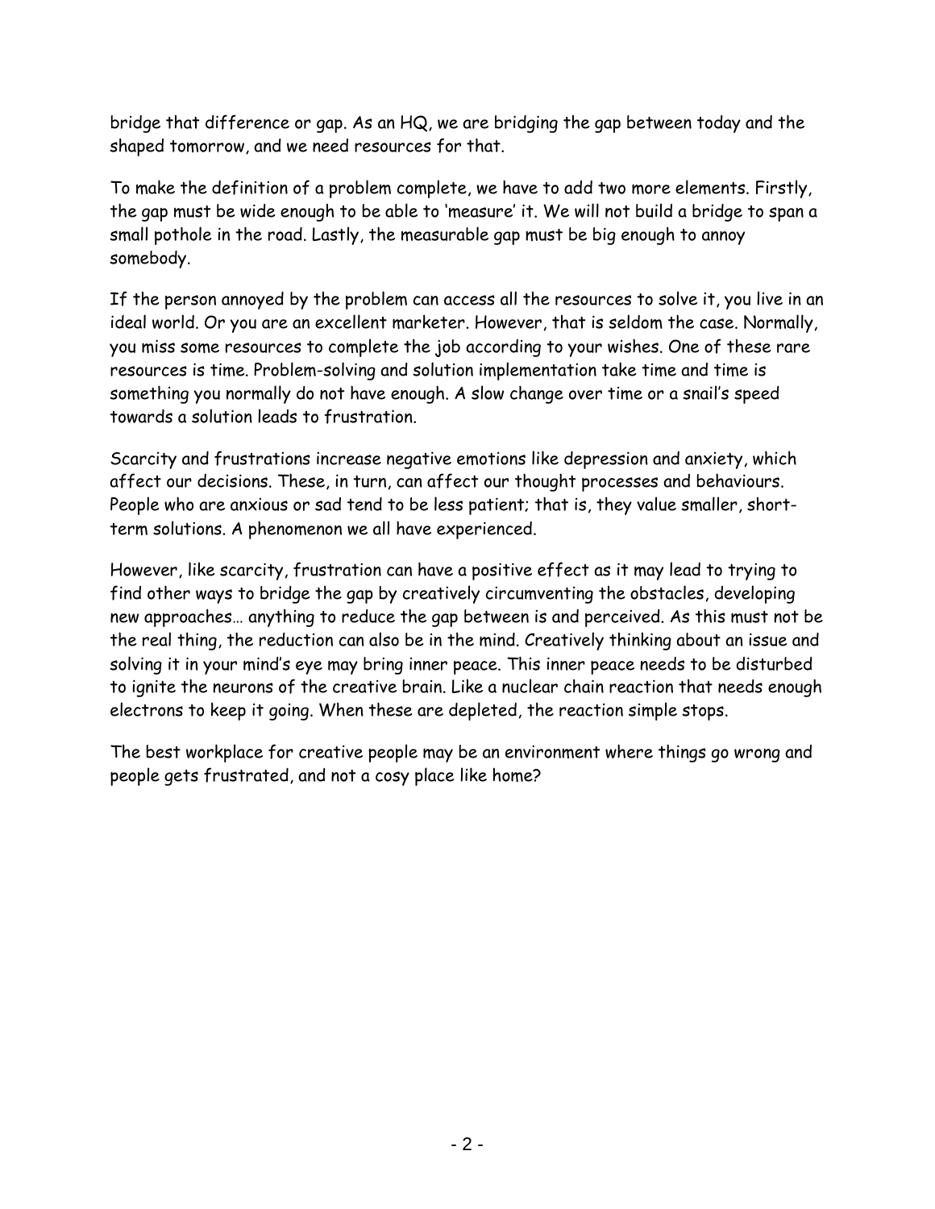bridge that difference or gap. As an HQ, we are bridging the gap between today and the shaped tomorrow, and we need resources for that.

To make the definition of a problem complete, we have to add two more elements. Firstly, the gap must be wide enough to be able to 'measure' it. We will not build a bridge to span a small pothole in the road. Lastly, the measurable gap must be big enough to annoy somebody.

If the person annoyed by the problem can access all the resources to solve it, you live in an ideal world. Or you are an excellent marketer. However, that is seldom the case. Normally, you miss some resources to complete the job according to your wishes. One of these rare resources is time. Problem-solving and solution implementation take time and time is something you normally do not have enough. A slow change over time or a snail's speed towards a solution leads to frustration.

Scarcity and frustrations increase negative emotions like depression and anxiety, which affect our decisions. These, in turn, can affect our thought processes and behaviours. People who are anxious or sad tend to be less patient; that is, they value smaller, short-term solutions. A phenomenon we all have experienced.

However, like scarcity, frustration can have a positive effect as it may lead to trying to find other ways to bridge the gap by creatively circumventing the obstacles, developing new approaches… anything to reduce the gap between is and perceived. As this must not be the real thing, the reduction can also be in the mind. Creatively thinking about an issue and solving it in your mind's eye may bring inner peace. This inner peace needs to be disturbed to ignite the neurons of the creative brain. Like a nuclear chain reaction that needs enough electrons to keep it going. When these are depleted, the reaction simple stops.

The best workplace for creative people may be an environment where things go wrong and people gets frustrated, and not a cosy place like home?